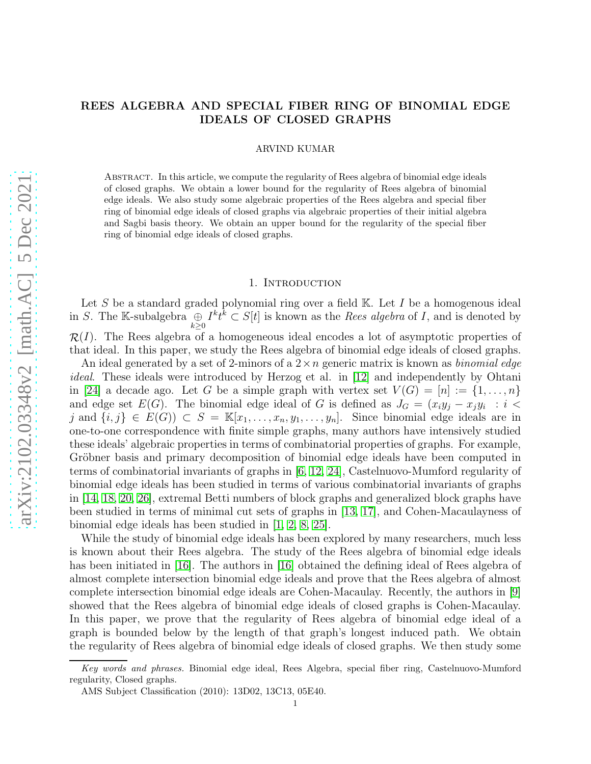# REES ALGEBRA AND SPECIAL FIBER RING OF BINOMIAL EDGE IDEALS OF CLOSED GRAPHS

ARVIND KUMAR

Abstract. In this article, we compute the regularity of Rees algebra of binomial edge ideals of closed graphs. We obtain a lower bound for the regularity of Rees algebra of binomial edge ideals. We also study some algebraic properties of the Rees algebra and special fiber ring of binomial edge ideals of closed graphs via algebraic properties of their initial algebra and Sagbi basis theory. We obtain an upper bound for the regularity of the special fiber ring of binomial edge ideals of closed graphs.

## 1. Introduction

Let $S$ be a standard graded polynomial ring over a field $\mathbb{K}$. Let $I$ be a homogenous ideal in $S$. The $\mathbb{K}$-subalgebra $\underset{k\geq 0}{\oplus} I^k t^k \subset S[t]$ is known as the *Rees algebra* of $I$, and is denoted by $\mathcal{R}(I)$. The Rees algebra of a homogeneous ideal encodes a lot of asymptotic properties of that ideal. In this paper, we study the Rees algebra of binomial edge ideals of closed graphs.

An ideal generated by a set of 2-minors of a $2 \times n$ generic matrix is known as *binomial edge ideal*. These ideals were introduced by Herzog et al. in [12] and independently by Ohtani in [24] a decade ago. Let $G$ be a simple graph with vertex set $V(G) = [n] := \{1, \ldots, n\}$ and edge set $E(G)$. The binomial edge ideal of $G$ is defined as $J_G = (x_i y_j - x_j y_i \ : i < j \text{ and } \{i,j\} \in E(G)) \subset S = \mathbb{K}[x_1, \ldots, x_n, y_1, \ldots, y_n]$. Since binomial edge ideals are in one-to-one correspondence with finite simple graphs, many authors have intensively studied these ideals' algebraic properties in terms of combinatorial properties of graphs. For example, Gröbner basis and primary decomposition of binomial edge ideals have been computed in terms of combinatorial invariants of graphs in [6, 12, 24], Castelnuovo-Mumford regularity of binomial edge ideals has been studied in terms of various combinatorial invariants of graphs in [14, 18, 20, 26], extremal Betti numbers of block graphs and generalized block graphs have been studied in terms of minimal cut sets of graphs in [13, 17], and Cohen-Macaulayness of binomial edge ideals has been studied in [1, 2, 8, 25].

While the study of binomial edge ideals has been explored by many researchers, much less is known about their Rees algebra. The study of the Rees algebra of binomial edge ideals has been initiated in [16]. The authors in [16] obtained the defining ideal of Rees algebra of almost complete intersection binomial edge ideals and prove that the Rees algebra of almost complete intersection binomial edge ideals are Cohen-Macaulay. Recently, the authors in [9] showed that the Rees algebra of binomial edge ideals of closed graphs is Cohen-Macaulay. In this paper, we prove that the regularity of Rees algebra of binomial edge ideal of a graph is bounded below by the length of that graph's longest induced path. We obtain the regularity of Rees algebra of binomial edge ideals of closed graphs. We then study some

*Key words and phrases.* Binomial edge ideal, Rees Algebra, special fiber ring, Castelnuovo-Mumford regularity, Closed graphs.

AMS Subject Classification (2010): 13D02, 13C13, 05E40.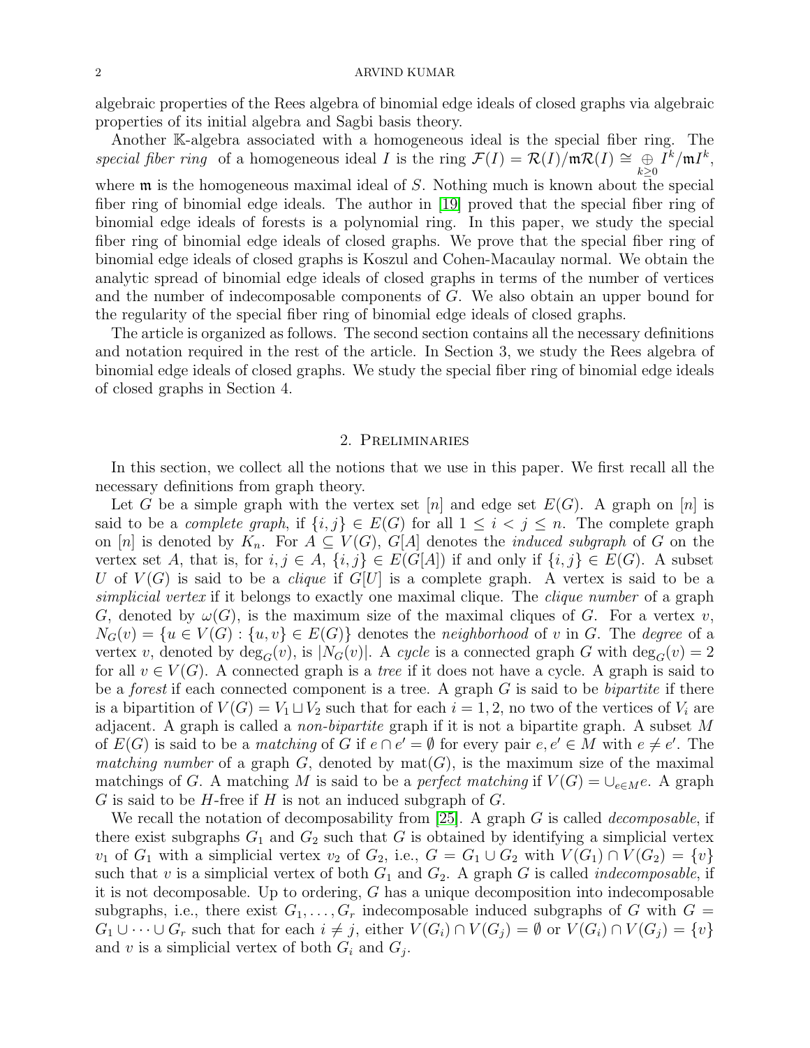algebraic properties of the Rees algebra of binomial edge ideals of closed graphs via algebraic properties of its initial algebra and Sagbi basis theory.

Another $\mathbb{K}$-algebra associated with a homogeneous ideal is the special fiber ring. The *special fiber ring* of a homogeneous ideal $I$ is the ring $\mathcal{F}(I) = \mathcal{R}(I)/\mathfrak{m}\mathcal{R}(I) \cong \bigoplus_{k \geq 0} I^k/\mathfrak{m}I^k$, where $\mathfrak{m}$ is the homogeneous maximal ideal of $S$. Nothing much is known about the special fiber ring of binomial edge ideals. The author in [19] proved that the special fiber ring of binomial edge ideals of forests is a polynomial ring. In this paper, we study the special fiber ring of binomial edge ideals of closed graphs. We prove that the special fiber ring of binomial edge ideals of closed graphs is Koszul and Cohen-Macaulay normal. We obtain the analytic spread of binomial edge ideals of closed graphs in terms of the number of vertices and the number of indecomposable components of $G$. We also obtain an upper bound for the regularity of the special fiber ring of binomial edge ideals of closed graphs.

The article is organized as follows. The second section contains all the necessary definitions and notation required in the rest of the article. In Section 3, we study the Rees algebra of binomial edge ideals of closed graphs. We study the special fiber ring of binomial edge ideals of closed graphs in Section 4.

## 2. Preliminaries

In this section, we collect all the notions that we use in this paper. We first recall all the necessary definitions from graph theory.

Let $G$ be a simple graph with the vertex set $[n]$ and edge set $E(G)$. A graph on $[n]$ is said to be a *complete graph*, if $\{i, j\} \in E(G)$ for all $1 \leq i < j \leq n$. The complete graph on $[n]$ is denoted by $K_n$. For $A \subseteq V(G)$, $G[A]$ denotes the *induced subgraph* of $G$ on the vertex set $A$, that is, for $i, j \in A$, $\{i, j\} \in E(G[A])$ if and only if $\{i, j\} \in E(G)$. A subset $U$ of $V(G)$ is said to be a *clique* if $G[U]$ is a complete graph. A vertex is said to be a *simplicial vertex* if it belongs to exactly one maximal clique. The *clique number* of a graph $G$, denoted by $\omega(G)$, is the maximum size of the maximal cliques of $G$. For a vertex $v$, $N_G(v) = \{u \in V(G) : \{u, v\} \in E(G)\}$ denotes the *neighborhood* of $v$ in $G$. The *degree* of a vertex $v$, denoted by $\deg_G(v)$, is $|N_G(v)|$. A *cycle* is a connected graph $G$ with $\deg_G(v) = 2$ for all $v \in V(G)$. A connected graph is a *tree* if it does not have a cycle. A graph is said to be a *forest* if each connected component is a tree. A graph $G$ is said to be *bipartite* if there is a bipartition of $V(G) = V_1 \sqcup V_2$ such that for each $i = 1, 2$, no two of the vertices of $V_i$ are adjacent. A graph is called a *non-bipartite* graph if it is not a bipartite graph. A subset $M$ of $E(G)$ is said to be a *matching* of $G$ if $e \cap e' = \emptyset$ for every pair $e, e' \in M$ with $e \neq e'$. The *matching number* of a graph $G$, denoted by $\mathrm{mat}(G)$, is the maximum size of the maximal matchings of $G$. A matching $M$ is said to be a *perfect matching* if $V(G) = \cup_{e \in M} e$. A graph $G$ is said to be $H$-free if $H$ is not an induced subgraph of $G$.

We recall the notation of decomposability from [25]. A graph $G$ is called *decomposable*, if there exist subgraphs $G_1$ and $G_2$ such that $G$ is obtained by identifying a simplicial vertex $v_1$ of $G_1$ with a simplicial vertex $v_2$ of $G_2$, i.e., $G = G_1 \cup G_2$ with $V(G_1) \cap V(G_2) = \{v\}$ such that $v$ is a simplicial vertex of both $G_1$ and $G_2$. A graph $G$ is called *indecomposable*, if it is not decomposable. Up to ordering, $G$ has a unique decomposition into indecomposable subgraphs, i.e., there exist $G_1, \ldots, G_r$ indecomposable induced subgraphs of $G$ with $G = G_1 \cup \cdots \cup G_r$ such that for each $i \neq j$, either $V(G_i) \cap V(G_j) = \emptyset$ or $V(G_i) \cap V(G_j) = \{v\}$ and $v$ is a simplicial vertex of both $G_i$ and $G_j$.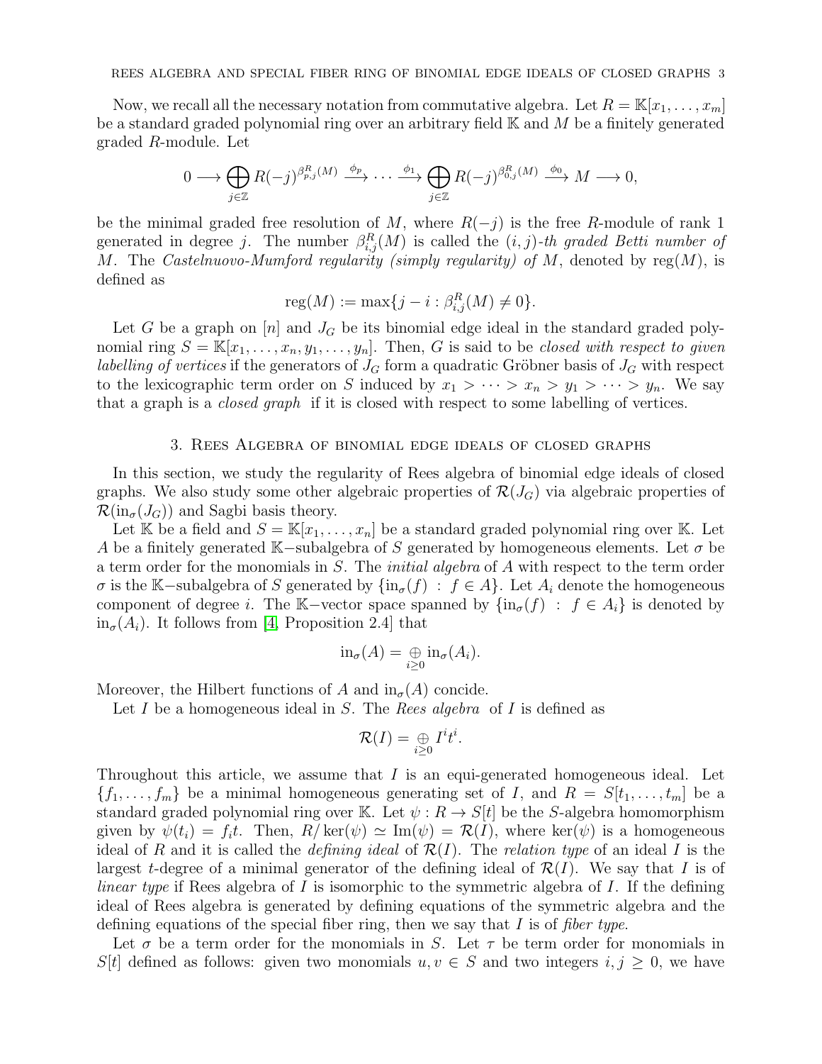Now, we recall all the necessary notation from commutative algebra. Let $R = \mathbb{K}[x_1, \dots, x_m]$ be a standard graded polynomial ring over an arbitrary field $\mathbb{K}$ and $M$ be a finitely generated graded $R$-module. Let

$$0 \longrightarrow \bigoplus_{j \in \mathbb{Z}} R(-j)^{\beta^R_{p,j}(M)} \xrightarrow{\phi_p} \cdots \xrightarrow{\phi_1} \bigoplus_{j \in \mathbb{Z}} R(-j)^{\beta^R_{0,j}(M)} \xrightarrow{\phi_0} M \longrightarrow 0,$$

be the minimal graded free resolution of $M$, where $R(-j)$ is the free $R$-module of rank 1 generated in degree $j$. The number $\beta^R_{i,j}(M)$ is called the *$(i,j)$-th graded Betti number of $M$*. The *Castelnuovo-Mumford regularity (simply regularity) of $M$*, denoted by $\operatorname{reg}(M)$, is defined as

$$\operatorname{reg}(M) := \max\{j - i : \beta^R_{i,j}(M) \neq 0\}.$$

Let $G$ be a graph on $[n]$ and $J_G$ be its binomial edge ideal in the standard graded polynomial ring $S = \mathbb{K}[x_1, \dots, x_n, y_1, \dots, y_n]$. Then, $G$ is said to be *closed with respect to given labelling of vertices* if the generators of $J_G$ form a quadratic Gröbner basis of $J_G$ with respect to the lexicographic term order on $S$ induced by $x_1 > \cdots > x_n > y_1 > \cdots > y_n$. We say that a graph is a *closed graph* if it is closed with respect to some labelling of vertices.

## 3. Rees Algebra of binomial edge ideals of closed graphs

In this section, we study the regularity of Rees algebra of binomial edge ideals of closed graphs. We also study some other algebraic properties of $\mathcal{R}(J_G)$ via algebraic properties of $\mathcal{R}(\operatorname{in}_\sigma(J_G))$ and Sagbi basis theory.

Let $\mathbb{K}$ be a field and $S = \mathbb{K}[x_1, \dots, x_n]$ be a standard graded polynomial ring over $\mathbb{K}$. Let $A$ be a finitely generated $\mathbb{K}-$subalgebra of $S$ generated by homogeneous elements. Let $\sigma$ be a term order for the monomials in $S$. The *initial algebra* of $A$ with respect to the term order $\sigma$ is the $\mathbb{K}-$subalgebra of $S$ generated by $\{\operatorname{in}_\sigma(f) \; : \; f \in A\}$. Let $A_i$ denote the homogeneous component of degree $i$. The $\mathbb{K}-$vector space spanned by $\{\operatorname{in}_\sigma(f) \; : \; f \in A_i\}$ is denoted by $\operatorname{in}_\sigma(A_i)$. It follows from [4, Proposition 2.4] that

$$\operatorname{in}_\sigma(A) = \underset{i \geq 0}{\oplus} \operatorname{in}_\sigma(A_i).$$

Moreover, the Hilbert functions of $A$ and $\operatorname{in}_\sigma(A)$ concide.

Let $I$ be a homogeneous ideal in $S$. The *Rees algebra* of $I$ is defined as

$$\mathcal{R}(I) = \underset{i \geq 0}{\oplus} I^i t^i.$$

Throughout this article, we assume that $I$ is an equi-generated homogeneous ideal. Let $\{f_1, \dots, f_m\}$ be a minimal homogeneous generating set of $I$, and $R = S[t_1, \dots, t_m]$ be a standard graded polynomial ring over $\mathbb{K}$. Let $\psi : R \to S[t]$ be the $S$-algebra homomorphism given by $\psi(t_i) = f_i t$. Then, $R/\ker(\psi) \simeq \operatorname{Im}(\psi) = \mathcal{R}(I)$, where $\ker(\psi)$ is a homogeneous ideal of $R$ and it is called the *defining ideal* of $\mathcal{R}(I)$. The *relation type* of an ideal $I$ is the largest $t$-degree of a minimal generator of the defining ideal of $\mathcal{R}(I)$. We say that $I$ is of *linear type* if Rees algebra of $I$ is isomorphic to the symmetric algebra of $I$. If the defining ideal of Rees algebra is generated by defining equations of the symmetric algebra and the defining equations of the special fiber ring, then we say that $I$ is of *fiber type*.

Let $\sigma$ be a term order for the monomials in $S$. Let $\tau$ be term order for monomials in $S[t]$ defined as follows: given two monomials $u, v \in S$ and two integers $i, j \geq 0$, we have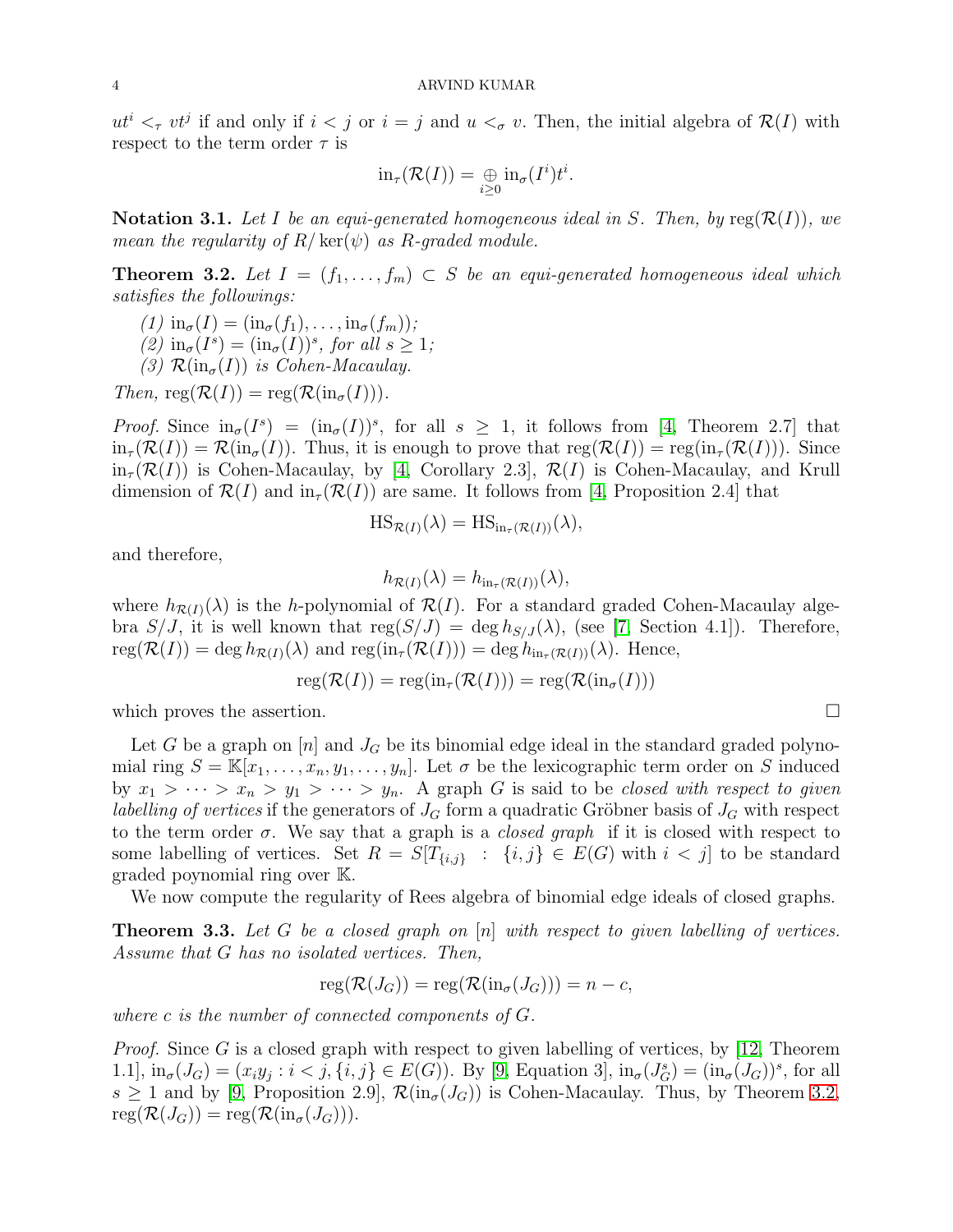$ut^i <_\tau vt^j$ if and only if $i < j$ or $i = j$ and $u <_\sigma v$. Then, the initial algebra of $\mathcal{R}(I)$ with respect to the term order $\tau$ is

$$\text{in}_\tau(\mathcal{R}(I)) = \underset{i\geq 0}{\oplus} \text{in}_\sigma(I^i)t^i.$$

**Notation 3.1.** *Let $I$ be an equi-generated homogeneous ideal in $S$. Then, by $\text{reg}(\mathcal{R}(I))$, we mean the regularity of $R/\ker(\psi)$ as $R$-graded module.*

**Theorem 3.2.** *Let $I = (f_1, \ldots, f_m) \subset S$ be an equi-generated homogeneous ideal which satisfies the followings:*

*(1) $\text{in}_\sigma(I) = (\text{in}_\sigma(f_1), \ldots, \text{in}_\sigma(f_m))$;*
*(2) $\text{in}_\sigma(I^s) = (\text{in}_\sigma(I))^s$, for all $s \geq 1$;*
*(3) $\mathcal{R}(\text{in}_\sigma(I))$ is Cohen-Macaulay.*

*Then, $\text{reg}(\mathcal{R}(I)) = \text{reg}(\mathcal{R}(\text{in}_\sigma(I)))$.*

*Proof.* Since $\text{in}_\sigma(I^s) = (\text{in}_\sigma(I))^s$, for all $s \geq 1$, it follows from [4, Theorem 2.7] that $\text{in}_\tau(\mathcal{R}(I)) = \mathcal{R}(\text{in}_\sigma(I))$. Thus, it is enough to prove that $\text{reg}(\mathcal{R}(I)) = \text{reg}(\text{in}_\tau(\mathcal{R}(I)))$. Since $\text{in}_\tau(\mathcal{R}(I))$ is Cohen-Macaulay, by [4, Corollary 2.3], $\mathcal{R}(I)$ is Cohen-Macaulay, and Krull dimension of $\mathcal{R}(I)$ and $\text{in}_\tau(\mathcal{R}(I))$ are same. It follows from [4, Proposition 2.4] that

$$\text{HS}_{\mathcal{R}(I)}(\lambda) = \text{HS}_{\text{in}_\tau(\mathcal{R}(I))}(\lambda),$$

and therefore,

$$h_{\mathcal{R}(I)}(\lambda) = h_{\text{in}_\tau(\mathcal{R}(I))}(\lambda),$$

where $h_{\mathcal{R}(I)}(\lambda)$ is the $h$-polynomial of $\mathcal{R}(I)$. For a standard graded Cohen-Macaulay algebra $S/J$, it is well known that $\text{reg}(S/J) = \deg h_{S/J}(\lambda)$, (see [7, Section 4.1]). Therefore, $\text{reg}(\mathcal{R}(I)) = \deg h_{\mathcal{R}(I)}(\lambda)$ and $\text{reg}(\text{in}_\tau(\mathcal{R}(I))) = \deg h_{\text{in}_\tau(\mathcal{R}(I))}(\lambda)$. Hence,

$$\text{reg}(\mathcal{R}(I)) = \text{reg}(\text{in}_\tau(\mathcal{R}(I))) = \text{reg}(\mathcal{R}(\text{in}_\sigma(I)))$$

which proves the assertion. $\square$

Let $G$ be a graph on $[n]$ and $J_G$ be its binomial edge ideal in the standard graded polynomial ring $S = \mathbb{K}[x_1, \ldots, x_n, y_1, \ldots, y_n]$. Let $\sigma$ be the lexicographic term order on $S$ induced by $x_1 > \cdots > x_n > y_1 > \cdots > y_n$. A graph $G$ is said to be *closed with respect to given labelling of vertices* if the generators of $J_G$ form a quadratic Gröbner basis of $J_G$ with respect to the term order $\sigma$. We say that a graph is a *closed graph* if it is closed with respect to some labelling of vertices. Set $R = S[T_{\{i,j\}} \ : \ \{i,j\} \in E(G) \text{ with } i < j]$ to be standard graded poynomial ring over $\mathbb{K}$.

We now compute the regularity of Rees algebra of binomial edge ideals of closed graphs.

**Theorem 3.3.** *Let $G$ be a closed graph on $[n]$ with respect to given labelling of vertices. Assume that $G$ has no isolated vertices. Then,*

$$\text{reg}(\mathcal{R}(J_G)) = \text{reg}(\mathcal{R}(\text{in}_\sigma(J_G))) = n - c,$$

*where $c$ is the number of connected components of $G$.*

*Proof.* Since $G$ is a closed graph with respect to given labelling of vertices, by [12, Theorem 1.1], $\text{in}_\sigma(J_G) = (x_iy_j : i < j, \{i,j\} \in E(G))$. By [9, Equation 3], $\text{in}_\sigma(J_G^s) = (\text{in}_\sigma(J_G))^s$, for all $s \geq 1$ and by [9, Proposition 2.9], $\mathcal{R}(\text{in}_\sigma(J_G))$ is Cohen-Macaulay. Thus, by Theorem 3.2, $\text{reg}(\mathcal{R}(J_G)) = \text{reg}(\mathcal{R}(\text{in}_\sigma(J_G)))$.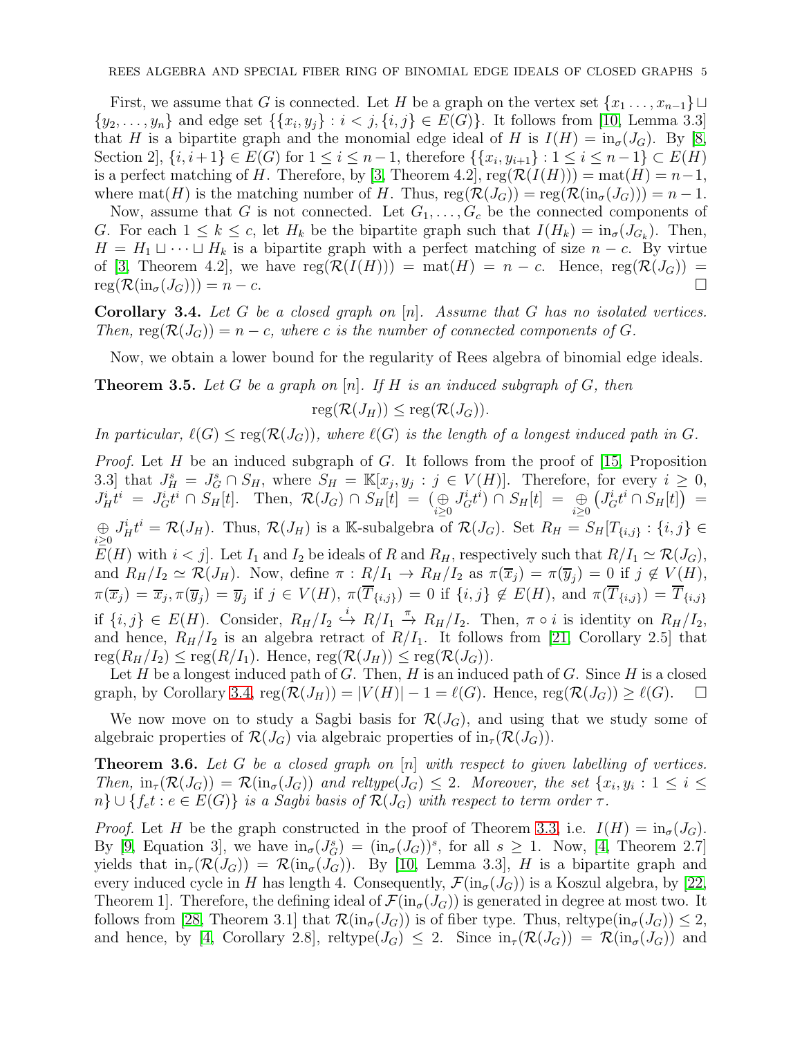First, we assume that $G$ is connected. Let $H$ be a graph on the vertex set $\{x_1 \dots, x_{n-1}\} \sqcup \{y_2, \dots, y_n\}$ and edge set $\{\{x_i, y_j\} : i < j, \{i,j\} \in E(G)\}$. It follows from [10, Lemma 3.3] that $H$ is a bipartite graph and the monomial edge ideal of $H$ is $I(H) = \text{in}_\sigma(J_G)$. By [8, Section 2], $\{i, i+1\} \in E(G)$ for $1 \leq i \leq n-1$, therefore $\{\{x_i, y_{i+1}\} : 1 \leq i \leq n-1\} \subset E(H)$ is a perfect matching of $H$. Therefore, by [3, Theorem 4.2], $\text{reg}(\mathcal{R}(I(H))) = \text{mat}(H) = n-1$, where $\text{mat}(H)$ is the matching number of $H$. Thus, $\text{reg}(\mathcal{R}(J_G)) = \text{reg}(\mathcal{R}(\text{in}_\sigma(J_G))) = n-1$.

Now, assume that $G$ is not connected. Let $G_1, \dots, G_c$ be the connected components of $G$. For each $1 \leq k \leq c$, let $H_k$ be the bipartite graph such that $I(H_k) = \text{in}_\sigma(J_{G_k})$. Then, $H = H_1 \sqcup \cdots \sqcup H_k$ is a bipartite graph with a perfect matching of size $n - c$. By virtue of [3, Theorem 4.2], we have $\text{reg}(\mathcal{R}(I(H))) = \text{mat}(H) = n - c$. Hence, $\text{reg}(\mathcal{R}(J_G)) = \text{reg}(\mathcal{R}(\text{in}_\sigma(J_G))) = n - c$. $\square$

**Corollary 3.4.** *Let $G$ be a closed graph on $[n]$. Assume that $G$ has no isolated vertices. Then, $\text{reg}(\mathcal{R}(J_G)) = n - c$, where $c$ is the number of connected components of $G$.*

Now, we obtain a lower bound for the regularity of Rees algebra of binomial edge ideals.

**Theorem 3.5.** *Let $G$ be a graph on $[n]$. If $H$ is an induced subgraph of $G$, then*

$$\text{reg}(\mathcal{R}(J_H)) \leq \text{reg}(\mathcal{R}(J_G)).$$

*In particular, $\ell(G) \leq \text{reg}(\mathcal{R}(J_G))$, where $\ell(G)$ is the length of a longest induced path in $G$.*

*Proof.* Let $H$ be an induced subgraph of $G$. It follows from the proof of [15, Proposition 3.3] that $J_H^s = J_G^s \cap S_H$, where $S_H = \mathbb{K}[x_j, y_j : j \in V(H)]$. Therefore, for every $i \geq 0$, $J_H^i t^i = J_G^i t^i \cap S_H[t]$. Then, $\mathcal{R}(J_G) \cap S_H[t] = (\underset{i\geq 0}{\oplus} J_G^i t^i) \cap S_H[t] = \underset{i\geq 0}{\oplus} \left(J_G^i t^i \cap S_H[t]\right) = \underset{i\geq 0}{\oplus} J_H^i t^i = \mathcal{R}(J_H)$. Thus, $\mathcal{R}(J_H)$ is a $\mathbb{K}$-subalgebra of $\mathcal{R}(J_G)$. Set $R_H = S_H[T_{\{i,j\}} : \{i,j\} \in E(H) \text{ with } i < j]$. Let $I_1$ and $I_2$ be ideals of $R$ and $R_H$, respectively such that $R/I_1 \simeq \mathcal{R}(J_G)$, and $R_H/I_2 \simeq \mathcal{R}(J_H)$. Now, define $\pi : R/I_1 \to R_H/I_2$ as $\pi(\overline{x}_j) = \pi(\overline{y}_j) = 0$ if $j \notin V(H)$, $\pi(\overline{x}_j) = \overline{x}_j, \pi(\overline{y}_j) = \overline{y}_j$ if $j \in V(H)$, $\pi(\overline{T}_{\{i,j\}}) = 0$ if $\{i,j\} \notin E(H)$, and $\pi(\overline{T}_{\{i,j\}}) = \overline{T}_{\{i,j\}}$ if $\{i,j\} \in E(H)$. Consider, $R_H/I_2 \overset{i}{\hookrightarrow} R/I_1 \overset{\pi}{\to} R_H/I_2$. Then, $\pi \circ i$ is identity on $R_H/I_2$, and hence, $R_H/I_2$ is an algebra retract of $R/I_1$. It follows from [21, Corollary 2.5] that $\text{reg}(R_H/I_2) \leq \text{reg}(R/I_1)$. Hence, $\text{reg}(\mathcal{R}(J_H)) \leq \text{reg}(\mathcal{R}(J_G))$.

Let $H$ be a longest induced path of $G$. Then, $H$ is an induced path of $G$. Since $H$ is a closed graph, by Corollary 3.4, $\text{reg}(\mathcal{R}(J_H)) = |V(H)| - 1 = \ell(G)$. Hence, $\text{reg}(\mathcal{R}(J_G)) \geq \ell(G)$. $\square$

We now move on to study a Sagbi basis for $\mathcal{R}(J_G)$, and using that we study some of algebraic properties of $\mathcal{R}(J_G)$ via algebraic properties of $\text{in}_\tau(\mathcal{R}(J_G))$.

**Theorem 3.6.** *Let $G$ be a closed graph on $[n]$ with respect to given labelling of vertices. Then, $\text{in}_\tau(\mathcal{R}(J_G)) = \mathcal{R}(\text{in}_\sigma(J_G))$ and reltype$(J_G) \leq 2$. Moreover, the set $\{x_i, y_i : 1 \leq i \leq n\} \cup \{f_e t : e \in E(G)\}$ is a Sagbi basis of $\mathcal{R}(J_G)$ with respect to term order $\tau$.*

*Proof.* Let $H$ be the graph constructed in the proof of Theorem 3.3, i.e. $I(H) = \text{in}_\sigma(J_G)$. By [9, Equation 3], we have $\text{in}_\sigma(J_G^s) = (\text{in}_\sigma(J_G))^s$, for all $s \geq 1$. Now, [4, Theorem 2.7] yields that $\text{in}_\tau(\mathcal{R}(J_G)) = \mathcal{R}(\text{in}_\sigma(J_G))$. By [10, Lemma 3.3], $H$ is a bipartite graph and every induced cycle in $H$ has length 4. Consequently, $\mathcal{F}(\text{in}_\sigma(J_G))$ is a Koszul algebra, by [22, Theorem 1]. Therefore, the defining ideal of $\mathcal{F}(\text{in}_\sigma(J_G))$ is generated in degree at most two. It follows from [28, Theorem 3.1] that $\mathcal{R}(\text{in}_\sigma(J_G))$ is of fiber type. Thus, reltype$(\text{in}_\sigma(J_G)) \leq 2$, and hence, by [4, Corollary 2.8], reltype$(J_G) \leq 2$. Since $\text{in}_\tau(\mathcal{R}(J_G)) = \mathcal{R}(\text{in}_\sigma(J_G))$ and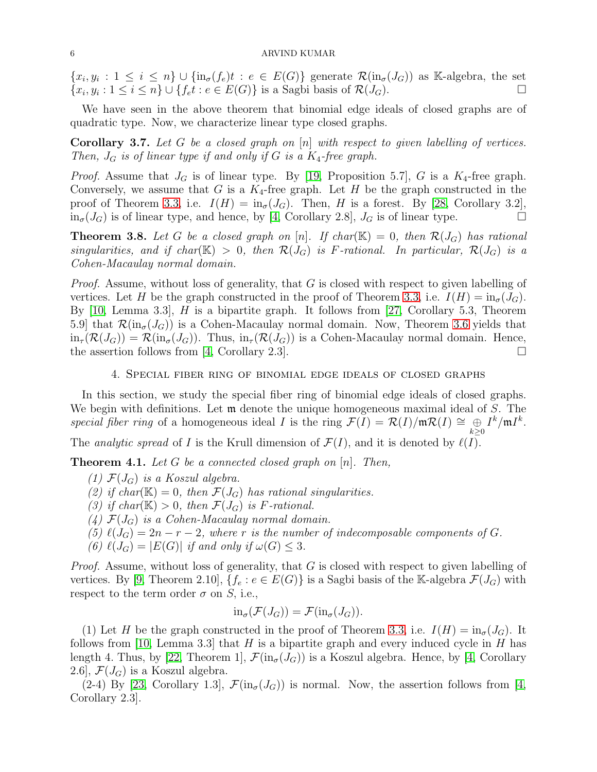$\{x_i, y_i : 1 \leq i \leq n\} \cup \{\text{in}_\sigma(f_e)t : e \in E(G)\}$ generate $\mathcal{R}(\text{in}_\sigma(J_G))$ as $\mathbb{K}$-algebra, the set $\{x_i, y_i : 1 \leq i \leq n\} \cup \{f_e t : e \in E(G)\}$ is a Sagbi basis of $\mathcal{R}(J_G)$. $\square$

We have seen in the above theorem that binomial edge ideals of closed graphs are of quadratic type. Now, we characterize linear type closed graphs.

**Corollary 3.7.** *Let $G$ be a closed graph on $[n]$ with respect to given labelling of vertices. Then, $J_G$ is of linear type if and only if $G$ is a $K_4$-free graph.*

*Proof.* Assume that $J_G$ is of linear type. By [19, Proposition 5.7], $G$ is a $K_4$-free graph. Conversely, we assume that $G$ is a $K_4$-free graph. Let $H$ be the graph constructed in the proof of Theorem 3.3, i.e. $I(H) = \text{in}_\sigma(J_G)$. Then, $H$ is a forest. By [28, Corollary 3.2], $\text{in}_\sigma(J_G)$ is of linear type, and hence, by [4, Corollary 2.8], $J_G$ is of linear type. $\square$

**Theorem 3.8.** *Let $G$ be a closed graph on $[n]$. If $char(\mathbb{K}) = 0$, then $\mathcal{R}(J_G)$ has rational singularities, and if $char(\mathbb{K}) > 0$, then $\mathcal{R}(J_G)$ is F-rational. In particular, $\mathcal{R}(J_G)$ is a Cohen-Macaulay normal domain.*

*Proof.* Assume, without loss of generality, that $G$ is closed with respect to given labelling of vertices. Let $H$ be the graph constructed in the proof of Theorem 3.3, i.e. $I(H) = \text{in}_\sigma(J_G)$. By [10, Lemma 3.3], $H$ is a bipartite graph. It follows from [27, Corollary 5.3, Theorem 5.9] that $\mathcal{R}(\text{in}_\sigma(J_G))$ is a Cohen-Macaulay normal domain. Now, Theorem 3.6 yields that $\text{in}_\tau(\mathcal{R}(J_G)) = \mathcal{R}(\text{in}_\sigma(J_G))$. Thus, $\text{in}_\tau(\mathcal{R}(J_G))$ is a Cohen-Macaulay normal domain. Hence, the assertion follows from [4, Corollary 2.3]. $\square$

## 4. Special fiber ring of binomial edge ideals of closed graphs

In this section, we study the special fiber ring of binomial edge ideals of closed graphs. We begin with definitions. Let $\mathfrak{m}$ denote the unique homogeneous maximal ideal of $S$. The *special fiber ring* of a homogeneous ideal $I$ is the ring $\mathcal{F}(I) = \mathcal{R}(I)/\mathfrak{m}\mathcal{R}(I) \cong \bigoplus_{k \geq 0} I^k/\mathfrak{m}I^k$. The *analytic spread* of $I$ is the Krull dimension of $\mathcal{F}(I)$, and it is denoted by $\ell(I)$.

**Theorem 4.1.** *Let $G$ be a connected closed graph on $[n]$. Then,*

*(1) $\mathcal{F}(J_G)$ is a Koszul algebra.*
*(2) if $char(\mathbb{K}) = 0$, then $\mathcal{F}(J_G)$ has rational singularities.*
*(3) if $char(\mathbb{K}) > 0$, then $\mathcal{F}(J_G)$ is F-rational.*
*(4) $\mathcal{F}(J_G)$ is a Cohen-Macaulay normal domain.*
*(5) $\ell(J_G) = 2n - r - 2$, where $r$ is the number of indecomposable components of $G$.*
*(6) $\ell(J_G) = |E(G)|$ if and only if $\omega(G) \leq 3$.*

*Proof.* Assume, without loss of generality, that $G$ is closed with respect to given labelling of vertices. By [9, Theorem 2.10], $\{f_e : e \in E(G)\}$ is a Sagbi basis of the $\mathbb{K}$-algebra $\mathcal{F}(J_G)$ with respect to the term order $\sigma$ on $S$, i.e.,

$$\text{in}_\sigma(\mathcal{F}(J_G)) = \mathcal{F}(\text{in}_\sigma(J_G)).$$

(1) Let $H$ be the graph constructed in the proof of Theorem 3.3, i.e. $I(H) = \text{in}_\sigma(J_G)$. It follows from [10, Lemma 3.3] that $H$ is a bipartite graph and every induced cycle in $H$ has length 4. Thus, by [22, Theorem 1], $\mathcal{F}(\text{in}_\sigma(J_G))$ is a Koszul algebra. Hence, by [4, Corollary 2.6], $\mathcal{F}(J_G)$ is a Koszul algebra.

(2-4) By [23, Corollary 1.3], $\mathcal{F}(\text{in}_\sigma(J_G))$ is normal. Now, the assertion follows from [4, Corollary 2.3].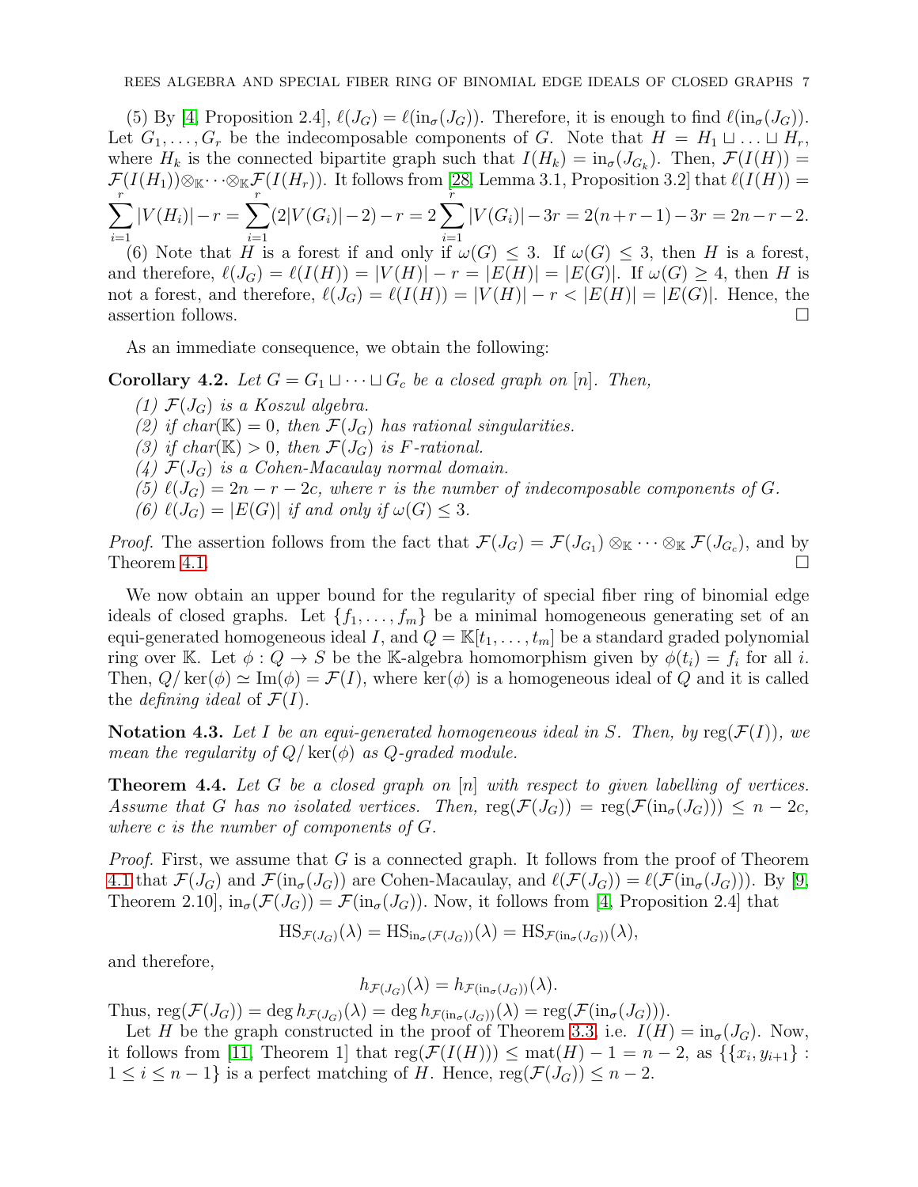(5) By [4, Proposition 2.4], $\ell(J_G) = \ell(\text{in}_\sigma(J_G))$. Therefore, it is enough to find $\ell(\text{in}_\sigma(J_G))$. Let $G_1, \ldots, G_r$ be the indecomposable components of $G$. Note that $H = H_1 \sqcup \ldots \sqcup H_r$, where $H_k$ is the connected bipartite graph such that $I(H_k) = \text{in}_\sigma(J_{G_k})$. Then, $\mathcal{F}(I(H)) = \mathcal{F}(I(H_1)) \otimes_{\mathbb{K}} \cdots \otimes_{\mathbb{K}} \mathcal{F}(I(H_r))$. It follows from [28, Lemma 3.1, Proposition 3.2] that $\ell(I(H)) = \sum_{i=1}^{r} |V(H_i)| - r = \sum_{i=1}^{r} (2|V(G_i)| - 2) - r = 2\sum_{i=1}^{r} |V(G_i)| - 3r = 2(n+r-1) - 3r = 2n - r - 2$.

(6) Note that $H$ is a forest if and only if $\omega(G) \leq 3$. If $\omega(G) \leq 3$, then $H$ is a forest, and therefore, $\ell(J_G) = \ell(I(H)) = |V(H)| - r = |E(H)| = |E(G)|$. If $\omega(G) \geq 4$, then $H$ is not a forest, and therefore, $\ell(J_G) = \ell(I(H)) = |V(H)| - r < |E(H)| = |E(G)|$. Hence, the assertion follows. $\square$

As an immediate consequence, we obtain the following:

**Corollary 4.2.** *Let $G = G_1 \sqcup \cdots \sqcup G_c$ be a closed graph on $[n]$. Then,*

*(1) $\mathcal{F}(J_G)$ is a Koszul algebra.*
*(2) if $char(\mathbb{K}) = 0$, then $\mathcal{F}(J_G)$ has rational singularities.*
*(3) if $char(\mathbb{K}) > 0$, then $\mathcal{F}(J_G)$ is F-rational.*
*(4) $\mathcal{F}(J_G)$ is a Cohen-Macaulay normal domain.*
*(5) $\ell(J_G) = 2n - r - 2c$, where $r$ is the number of indecomposable components of $G$.*
*(6) $\ell(J_G) = |E(G)|$ if and only if $\omega(G) \leq 3$.*

*Proof.* The assertion follows from the fact that $\mathcal{F}(J_G) = \mathcal{F}(J_{G_1}) \otimes_{\mathbb{K}} \cdots \otimes_{\mathbb{K}} \mathcal{F}(J_{G_c})$, and by Theorem 4.1. $\square$

We now obtain an upper bound for the regularity of special fiber ring of binomial edge ideals of closed graphs. Let $\{f_1, \ldots, f_m\}$ be a minimal homogeneous generating set of an equi-generated homogeneous ideal $I$, and $Q = \mathbb{K}[t_1, \ldots, t_m]$ be a standard graded polynomial ring over $\mathbb{K}$. Let $\phi : Q \to S$ be the $\mathbb{K}$-algebra homomorphism given by $\phi(t_i) = f_i$ for all $i$. Then, $Q/\ker(\phi) \simeq \text{Im}(\phi) = \mathcal{F}(I)$, where $\ker(\phi)$ is a homogeneous ideal of $Q$ and it is called the *defining ideal* of $\mathcal{F}(I)$.

**Notation 4.3.** *Let $I$ be an equi-generated homogeneous ideal in $S$. Then, by $\text{reg}(\mathcal{F}(I))$, we mean the regularity of $Q/\ker(\phi)$ as $Q$-graded module.*

**Theorem 4.4.** *Let $G$ be a closed graph on $[n]$ with respect to given labelling of vertices. Assume that $G$ has no isolated vertices. Then, $\text{reg}(\mathcal{F}(J_G)) = \text{reg}(\mathcal{F}(\text{in}_\sigma(J_G))) \leq n - 2c$, where $c$ is the number of components of $G$.*

*Proof.* First, we assume that $G$ is a connected graph. It follows from the proof of Theorem 4.1 that $\mathcal{F}(J_G)$ and $\mathcal{F}(\text{in}_\sigma(J_G))$ are Cohen-Macaulay, and $\ell(\mathcal{F}(J_G)) = \ell(\mathcal{F}(\text{in}_\sigma(J_G)))$. By [9, Theorem 2.10], $\text{in}_\sigma(\mathcal{F}(J_G)) = \mathcal{F}(\text{in}_\sigma(J_G))$. Now, it follows from [4, Proposition 2.4] that

$$\text{HS}_{\mathcal{F}(J_G)}(\lambda) = \text{HS}_{\text{in}_\sigma(\mathcal{F}(J_G))}(\lambda) = \text{HS}_{\mathcal{F}(\text{in}_\sigma(J_G))}(\lambda),$$

and therefore,

$$h_{\mathcal{F}(J_G)}(\lambda) = h_{\mathcal{F}(\text{in}_\sigma(J_G))}(\lambda).$$

Thus, $\text{reg}(\mathcal{F}(J_G)) = \deg h_{\mathcal{F}(J_G)}(\lambda) = \deg h_{\mathcal{F}(\text{in}_\sigma(J_G))}(\lambda) = \text{reg}(\mathcal{F}(\text{in}_\sigma(J_G)))$.

Let $H$ be the graph constructed in the proof of Theorem 3.3, i.e. $I(H) = \text{in}_\sigma(J_G)$. Now, it follows from [11, Theorem 1] that $\text{reg}(\mathcal{F}(I(H))) \leq \text{mat}(H) - 1 = n - 2$, as $\{\{x_i, y_{i+1}\} : 1 \leq i \leq n-1\}$ is a perfect matching of $H$. Hence, $\text{reg}(\mathcal{F}(J_G)) \leq n - 2$.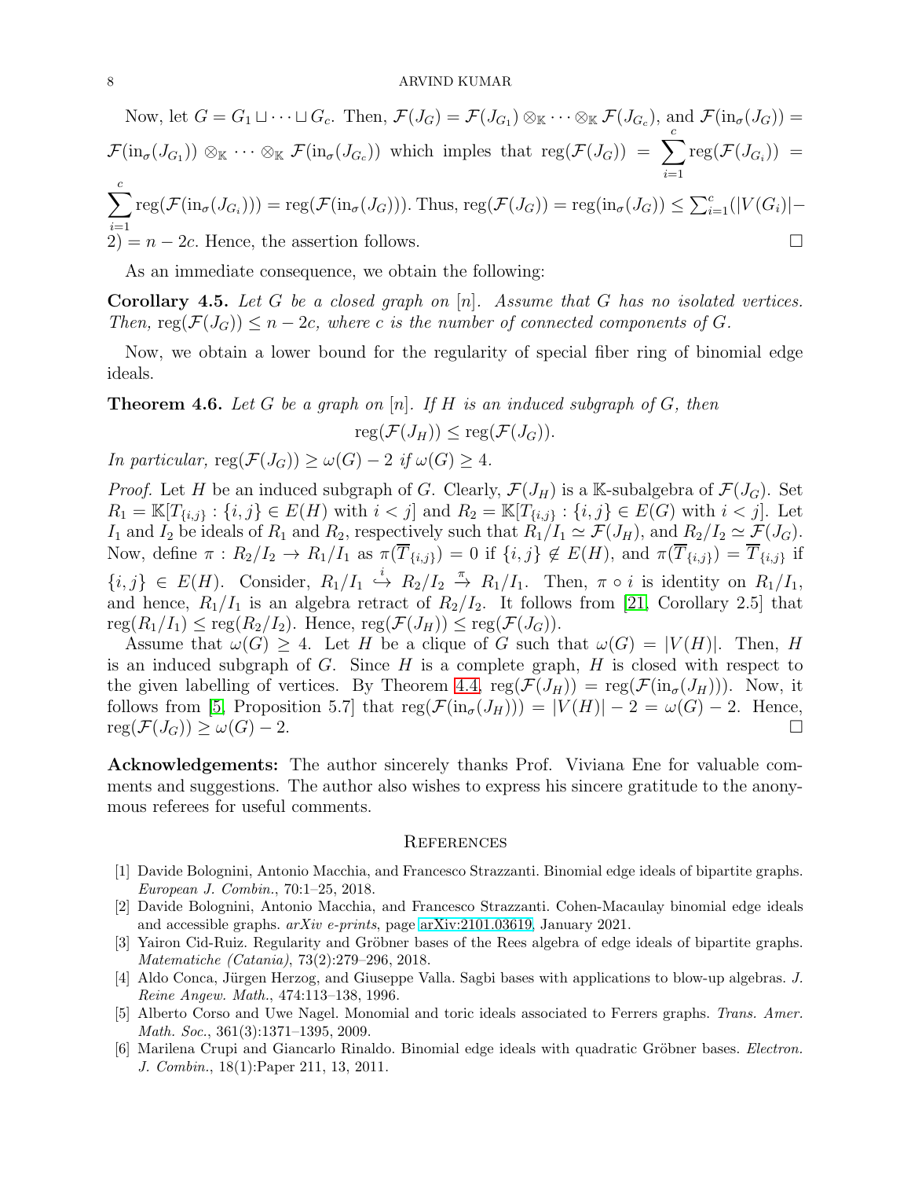Now, let $G = G_1 \sqcup \cdots \sqcup G_c$. Then, $\mathcal{F}(J_G) = \mathcal{F}(J_{G_1}) \otimes_{\mathbb{K}} \cdots \otimes_{\mathbb{K}} \mathcal{F}(J_{G_c})$, and $\mathcal{F}(\text{in}_\sigma(J_G)) = \mathcal{F}(\text{in}_\sigma(J_{G_1})) \otimes_{\mathbb{K}} \cdots \otimes_{\mathbb{K}} \mathcal{F}(\text{in}_\sigma(J_{G_c}))$ which imples that $\text{reg}(\mathcal{F}(J_G)) = \sum_{i=1}^{c} \text{reg}(\mathcal{F}(J_{G_i})) = \sum_{i=1}^{c} \text{reg}(\mathcal{F}(\text{in}_\sigma(J_{G_i}))) = \text{reg}(\mathcal{F}(\text{in}_\sigma(J_G)))$. Thus, $\text{reg}(\mathcal{F}(J_G)) = \text{reg}(\text{in}_\sigma(J_G)) \leq \sum_{i=1}^{c}(|V(G_i)| - 2) = n - 2c$. Hence, the assertion follows. □

As an immediate consequence, we obtain the following:

**Corollary 4.5.** *Let $G$ be a closed graph on $[n]$. Assume that $G$ has no isolated vertices. Then, $\text{reg}(\mathcal{F}(J_G)) \leq n - 2c$, where $c$ is the number of connected components of $G$.*

Now, we obtain a lower bound for the regularity of special fiber ring of binomial edge ideals.

**Theorem 4.6.** *Let $G$ be a graph on $[n]$. If $H$ is an induced subgraph of $G$, then*

$$\text{reg}(\mathcal{F}(J_H)) \leq \text{reg}(\mathcal{F}(J_G)).$$

*In particular, $\text{reg}(\mathcal{F}(J_G)) \geq \omega(G) - 2$ if $\omega(G) \geq 4$.*

*Proof.* Let $H$ be an induced subgraph of $G$. Clearly, $\mathcal{F}(J_H)$ is a $\mathbb{K}$-subalgebra of $\mathcal{F}(J_G)$. Set $R_1 = \mathbb{K}[T_{\{i,j\}} : \{i,j\} \in E(H) \text{ with } i < j]$ and $R_2 = \mathbb{K}[T_{\{i,j\}} : \{i,j\} \in E(G) \text{ with } i < j]$. Let $I_1$ and $I_2$ be ideals of $R_1$ and $R_2$, respectively such that $R_1/I_1 \simeq \mathcal{F}(J_H)$, and $R_2/I_2 \simeq \mathcal{F}(J_G)$. Now, define $\pi : R_2/I_2 \to R_1/I_1$ as $\pi(\overline{T}_{\{i,j\}}) = 0$ if $\{i,j\} \notin E(H)$, and $\pi(\overline{T}_{\{i,j\}}) = \overline{T}_{\{i,j\}}$ if $\{i,j\} \in E(H)$. Consider, $R_1/I_1 \overset{i}{\hookrightarrow} R_2/I_2 \overset{\pi}{\to} R_1/I_1$. Then, $\pi \circ i$ is identity on $R_1/I_1$, and hence, $R_1/I_1$ is an algebra retract of $R_2/I_2$. It follows from [21, Corollary 2.5] that $\text{reg}(R_1/I_1) \leq \text{reg}(R_2/I_2)$. Hence, $\text{reg}(\mathcal{F}(J_H)) \leq \text{reg}(\mathcal{F}(J_G))$.

Assume that $\omega(G) \geq 4$. Let $H$ be a clique of $G$ such that $\omega(G) = |V(H)|$. Then, $H$ is an induced subgraph of $G$. Since $H$ is a complete graph, $H$ is closed with respect to the given labelling of vertices. By Theorem 4.4, $\text{reg}(\mathcal{F}(J_H)) = \text{reg}(\mathcal{F}(\text{in}_\sigma(J_H)))$. Now, it follows from [5, Proposition 5.7] that $\text{reg}(\mathcal{F}(\text{in}_\sigma(J_H))) = |V(H)| - 2 = \omega(G) - 2$. Hence, $\text{reg}(\mathcal{F}(J_G)) \geq \omega(G) - 2$. □

**Acknowledgements:** The author sincerely thanks Prof. Viviana Ene for valuable comments and suggestions. The author also wishes to express his sincere gratitude to the anonymous referees for useful comments.

## References

[1] Davide Bolognini, Antonio Macchia, and Francesco Strazzanti. Binomial edge ideals of bipartite graphs. *European J. Combin.*, 70:1–25, 2018.

[2] Davide Bolognini, Antonio Macchia, and Francesco Strazzanti. Cohen-Macaulay binomial edge ideals and accessible graphs. *arXiv e-prints*, page arXiv:2101.03619, January 2021.

[3] Yairon Cid-Ruiz. Regularity and Gröbner bases of the Rees algebra of edge ideals of bipartite graphs. *Matematiche (Catania)*, 73(2):279–296, 2018.

[4] Aldo Conca, Jürgen Herzog, and Giuseppe Valla. Sagbi bases with applications to blow-up algebras. *J. Reine Angew. Math.*, 474:113–138, 1996.

[5] Alberto Corso and Uwe Nagel. Monomial and toric ideals associated to Ferrers graphs. *Trans. Amer. Math. Soc.*, 361(3):1371–1395, 2009.

[6] Marilena Crupi and Giancarlo Rinaldo. Binomial edge ideals with quadratic Gröbner bases. *Electron. J. Combin.*, 18(1):Paper 211, 13, 2011.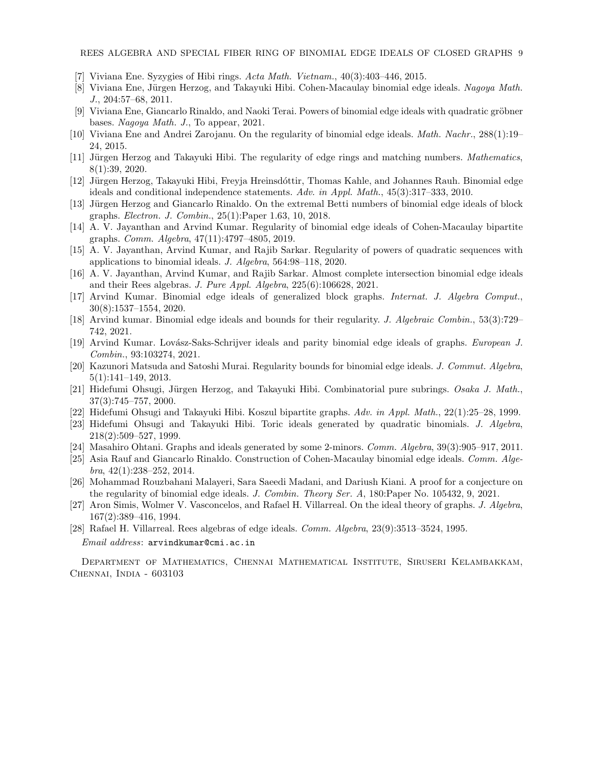[7] Viviana Ene. Syzygies of Hibi rings. *Acta Math. Vietnam.*, 40(3):403–446, 2015.

[8] Viviana Ene, Jürgen Herzog, and Takayuki Hibi. Cohen-Macaulay binomial edge ideals. *Nagoya Math. J.*, 204:57–68, 2011.

[9] Viviana Ene, Giancarlo Rinaldo, and Naoki Terai. Powers of binomial edge ideals with quadratic gröbner bases. *Nagoya Math. J.*, To appear, 2021.

[10] Viviana Ene and Andrei Zarojanu. On the regularity of binomial edge ideals. *Math. Nachr.*, 288(1):19–24, 2015.

[11] Jürgen Herzog and Takayuki Hibi. The regularity of edge rings and matching numbers. *Mathematics*, 8(1):39, 2020.

[12] Jürgen Herzog, Takayuki Hibi, Freyja Hreinsdóttir, Thomas Kahle, and Johannes Rauh. Binomial edge ideals and conditional independence statements. *Adv. in Appl. Math.*, 45(3):317–333, 2010.

[13] Jürgen Herzog and Giancarlo Rinaldo. On the extremal Betti numbers of binomial edge ideals of block graphs. *Electron. J. Combin.*, 25(1):Paper 1.63, 10, 2018.

[14] A. V. Jayanthan and Arvind Kumar. Regularity of binomial edge ideals of Cohen-Macaulay bipartite graphs. *Comm. Algebra*, 47(11):4797–4805, 2019.

[15] A. V. Jayanthan, Arvind Kumar, and Rajib Sarkar. Regularity of powers of quadratic sequences with applications to binomial ideals. *J. Algebra*, 564:98–118, 2020.

[16] A. V. Jayanthan, Arvind Kumar, and Rajib Sarkar. Almost complete intersection binomial edge ideals and their Rees algebras. *J. Pure Appl. Algebra*, 225(6):106628, 2021.

[17] Arvind Kumar. Binomial edge ideals of generalized block graphs. *Internat. J. Algebra Comput.*, 30(8):1537–1554, 2020.

[18] Arvind kumar. Binomial edge ideals and bounds for their regularity. *J. Algebraic Combin.*, 53(3):729–742, 2021.

[19] Arvind Kumar. Lovász-Saks-Schrijver ideals and parity binomial edge ideals of graphs. *European J. Combin.*, 93:103274, 2021.

[20] Kazunori Matsuda and Satoshi Murai. Regularity bounds for binomial edge ideals. *J. Commut. Algebra*, 5(1):141–149, 2013.

[21] Hidefumi Ohsugi, Jürgen Herzog, and Takayuki Hibi. Combinatorial pure subrings. *Osaka J. Math.*, 37(3):745–757, 2000.

[22] Hidefumi Ohsugi and Takayuki Hibi. Koszul bipartite graphs. *Adv. in Appl. Math.*, 22(1):25–28, 1999.

[23] Hidefumi Ohsugi and Takayuki Hibi. Toric ideals generated by quadratic binomials. *J. Algebra*, 218(2):509–527, 1999.

[24] Masahiro Ohtani. Graphs and ideals generated by some 2-minors. *Comm. Algebra*, 39(3):905–917, 2011.

[25] Asia Rauf and Giancarlo Rinaldo. Construction of Cohen-Macaulay binomial edge ideals. *Comm. Algebra*, 42(1):238–252, 2014.

[26] Mohammad Rouzbahani Malayeri, Sara Saeedi Madani, and Dariush Kiani. A proof for a conjecture on the regularity of binomial edge ideals. *J. Combin. Theory Ser. A*, 180:Paper No. 105432, 9, 2021.

[27] Aron Simis, Wolmer V. Vasconcelos, and Rafael H. Villarreal. On the ideal theory of graphs. *J. Algebra*, 167(2):389–416, 1994.

[28] Rafael H. Villarreal. Rees algebras of edge ideals. *Comm. Algebra*, 23(9):3513–3524, 1995.

*Email address*: arvindkumar@cmi.ac.in

Department of Mathematics, Chennai Mathematical Institute, Siruseri Kelambakkam, Chennai, India - 603103